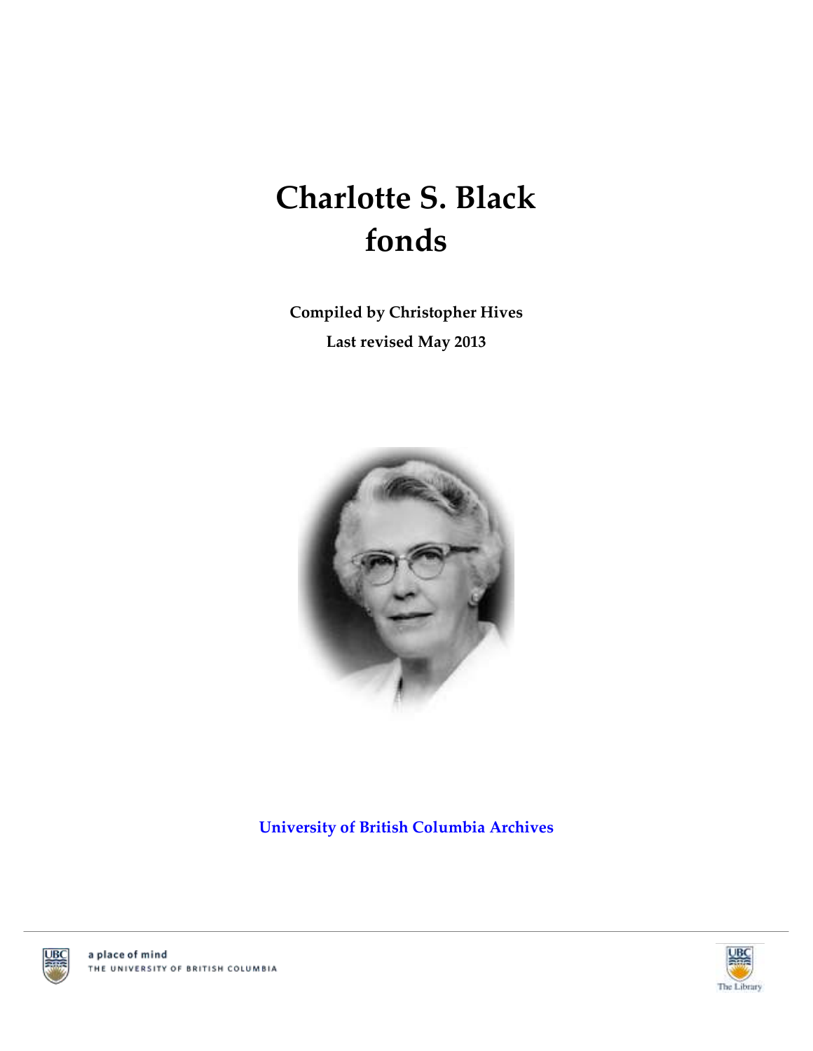# Charlotte S. Black fonds

**Compiled by Christopher Hives**

**Last revised May 2013**

**University of British Columbia Archives**

a place of mind
THE UNIVERSITY OF BRITISH COLUMBIA

The Library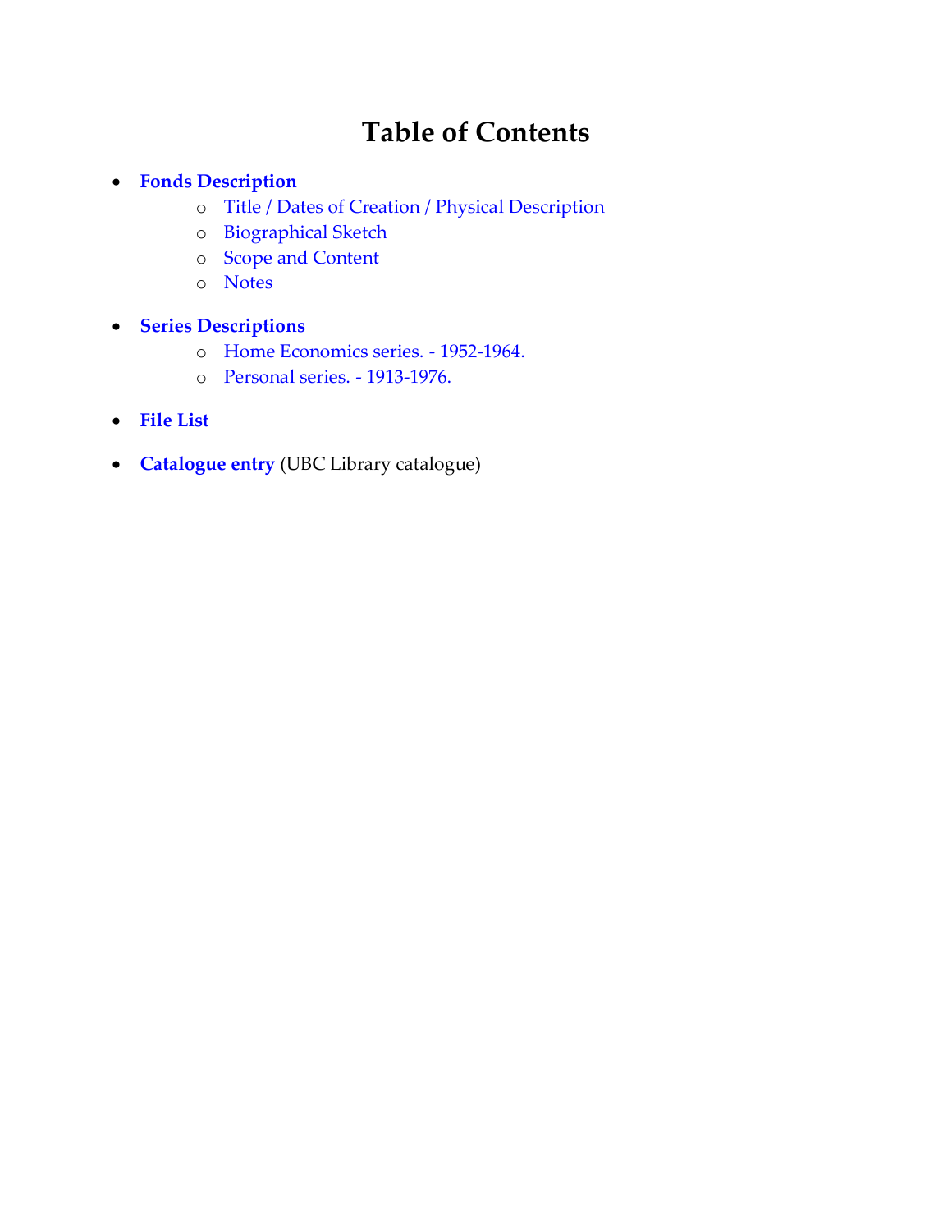# Table of Contents

- **Fonds Description**
  - Title / Dates of Creation / Physical Description
  - Biographical Sketch
  - Scope and Content
  - Notes
- **Series Descriptions**
  - Home Economics series. - 1952-1964.
  - Personal series. - 1913-1976.
- **File List**
- **Catalogue entry** (UBC Library catalogue)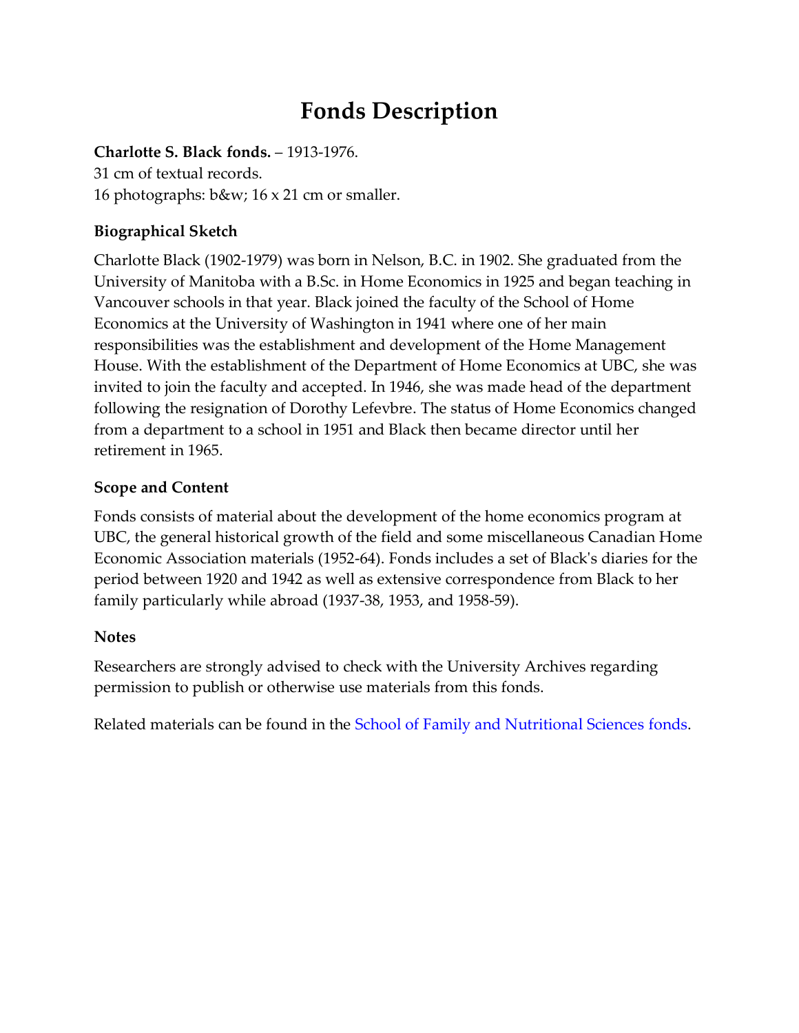# Fonds Description

**Charlotte S. Black fonds.** – 1913-1976.
31 cm of textual records.
16 photographs: b&w; 16 x 21 cm or smaller.

### Biographical Sketch

Charlotte Black (1902-1979) was born in Nelson, B.C. in 1902. She graduated from the University of Manitoba with a B.Sc. in Home Economics in 1925 and began teaching in Vancouver schools in that year. Black joined the faculty of the School of Home Economics at the University of Washington in 1941 where one of her main responsibilities was the establishment and development of the Home Management House. With the establishment of the Department of Home Economics at UBC, she was invited to join the faculty and accepted. In 1946, she was made head of the department following the resignation of Dorothy Lefevbre. The status of Home Economics changed from a department to a school in 1951 and Black then became director until her retirement in 1965.

### Scope and Content

Fonds consists of material about the development of the home economics program at UBC, the general historical growth of the field and some miscellaneous Canadian Home Economic Association materials (1952-64). Fonds includes a set of Black's diaries for the period between 1920 and 1942 as well as extensive correspondence from Black to her family particularly while abroad (1937-38, 1953, and 1958-59).

### Notes

Researchers are strongly advised to check with the University Archives regarding permission to publish or otherwise use materials from this fonds.

Related materials can be found in the School of Family and Nutritional Sciences fonds.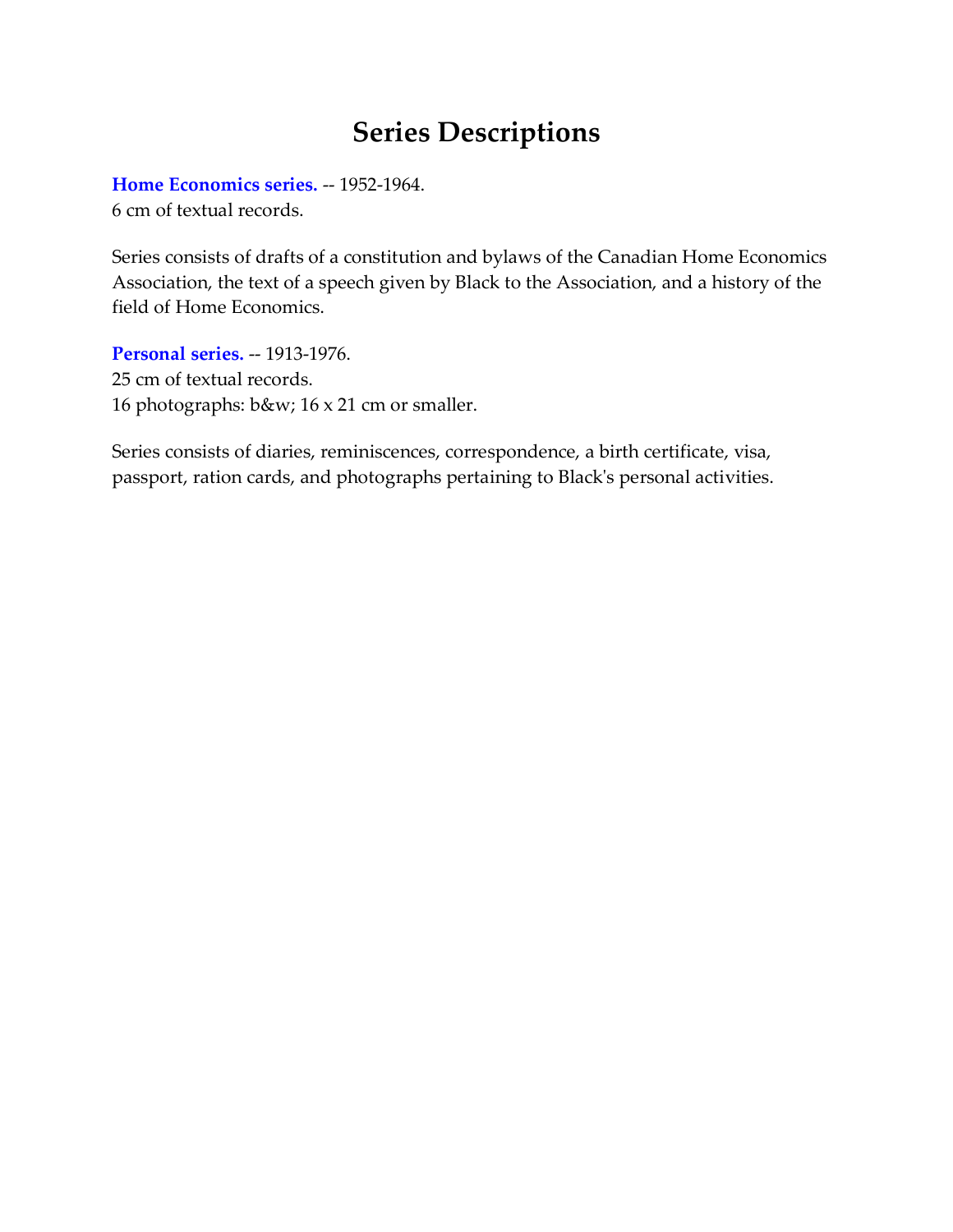# Series Descriptions

**Home Economics series.** -- 1952-1964.
6 cm of textual records.

Series consists of drafts of a constitution and bylaws of the Canadian Home Economics Association, the text of a speech given by Black to the Association, and a history of the field of Home Economics.

**Personal series.** -- 1913-1976.
25 cm of textual records.
16 photographs: b&w; 16 x 21 cm or smaller.

Series consists of diaries, reminiscences, correspondence, a birth certificate, visa, passport, ration cards, and photographs pertaining to Black's personal activities.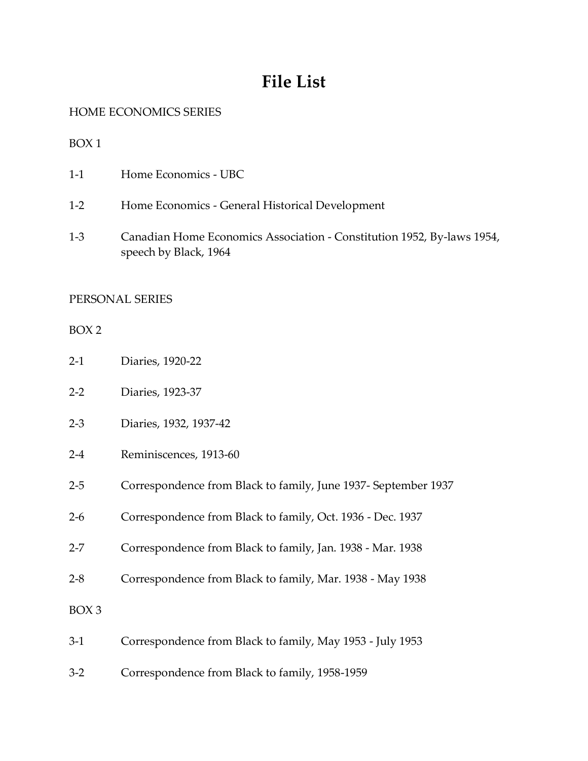# File List

HOME ECONOMICS SERIES

BOX 1

1-1 Home Economics - UBC

1-2 Home Economics - General Historical Development

1-3 Canadian Home Economics Association - Constitution 1952, By-laws 1954, speech by Black, 1964

PERSONAL SERIES

BOX 2

2-1 Diaries, 1920-22

2-2 Diaries, 1923-37

2-3 Diaries, 1932, 1937-42

2-4 Reminiscences, 1913-60

2-5 Correspondence from Black to family, June 1937- September 1937

2-6 Correspondence from Black to family, Oct. 1936 - Dec. 1937

2-7 Correspondence from Black to family, Jan. 1938 - Mar. 1938

2-8 Correspondence from Black to family, Mar. 1938 - May 1938

BOX 3

3-1 Correspondence from Black to family, May 1953 - July 1953

3-2 Correspondence from Black to family, 1958-1959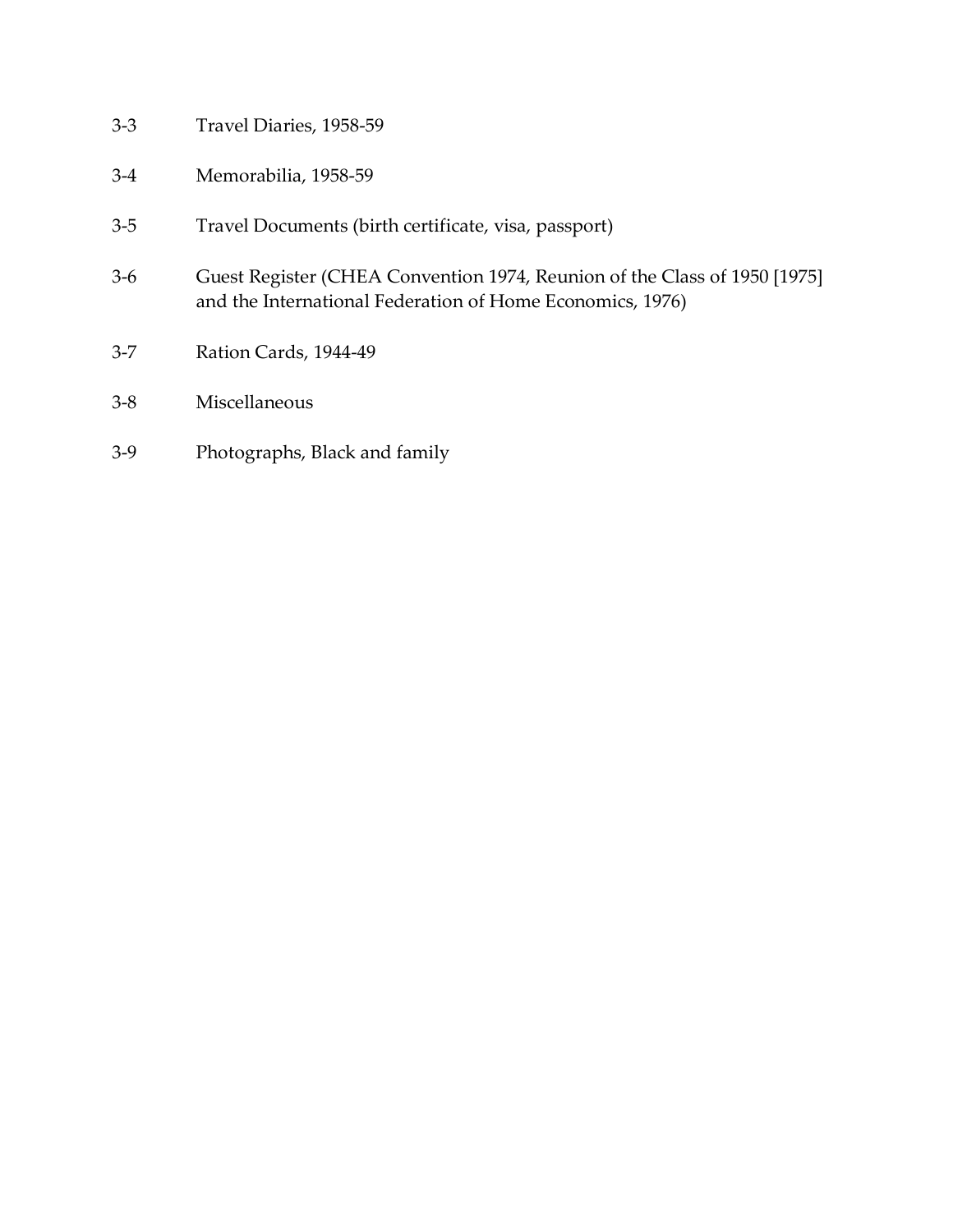3-3 Travel Diaries, 1958-59

3-4 Memorabilia, 1958-59

3-5 Travel Documents (birth certificate, visa, passport)

3-6 Guest Register (CHEA Convention 1974, Reunion of the Class of 1950 [1975] and the International Federation of Home Economics, 1976)

3-7 Ration Cards, 1944-49

3-8 Miscellaneous

3-9 Photographs, Black and family